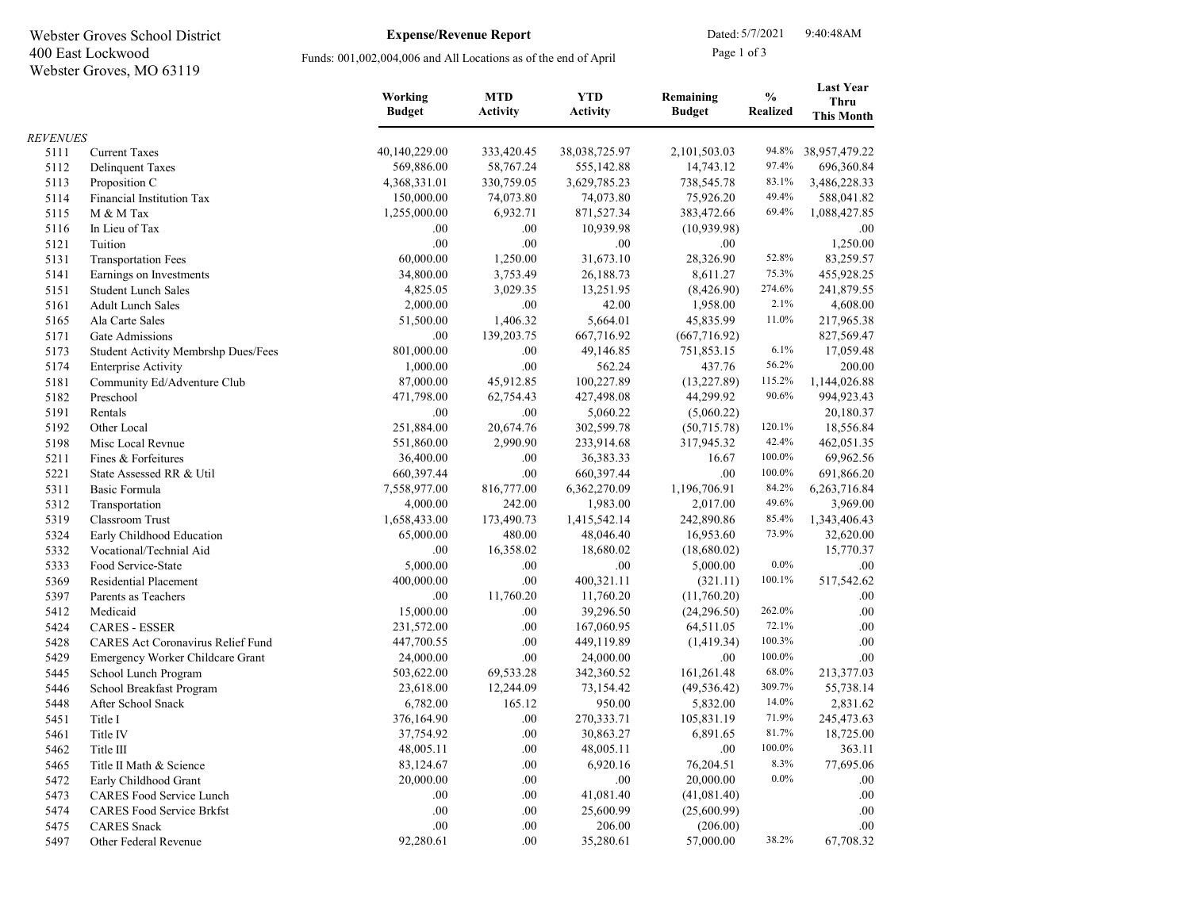Webster Groves School District
400 East Lockwood
Webster Groves, MO 63119

**Expense/Revenue Report**

Funds: 001,002,004,006 and All Locations as of the end of April

Dated: 5/7/2021 9:40:48AM

| | | Working Budget | MTD Activity | YTD Activity | Remaining Budget | % Realized | Last Year Thru This Month |
|---|---|---|---|---|---|---|---|
| *REVENUES* | | | | | | | |
| 5111 | Current Taxes | 40,140,229.00 | 333,420.45 | 38,038,725.97 | 2,101,503.03 | 94.8% | 38,957,479.22 |
| 5112 | Delinquent Taxes | 569,886.00 | 58,767.24 | 555,142.88 | 14,743.12 | 97.4% | 696,360.84 |
| 5113 | Proposition C | 4,368,331.01 | 330,759.05 | 3,629,785.23 | 738,545.78 | 83.1% | 3,486,228.33 |
| 5114 | Financial Institution Tax | 150,000.00 | 74,073.80 | 74,073.80 | 75,926.20 | 49.4% | 588,041.82 |
| 5115 | M & M Tax | 1,255,000.00 | 6,932.71 | 871,527.34 | 383,472.66 | 69.4% | 1,088,427.85 |
| 5116 | In Lieu of Tax | .00 | .00 | 10,939.98 | (10,939.98) | | .00 |
| 5121 | Tuition | .00 | .00 | .00 | .00 | | 1,250.00 |
| 5131 | Transportation Fees | 60,000.00 | 1,250.00 | 31,673.10 | 28,326.90 | 52.8% | 83,259.57 |
| 5141 | Earnings on Investments | 34,800.00 | 3,753.49 | 26,188.73 | 8,611.27 | 75.3% | 455,928.25 |
| 5151 | Student Lunch Sales | 4,825.05 | 3,029.35 | 13,251.95 | (8,426.90) | 274.6% | 241,879.55 |
| 5161 | Adult Lunch Sales | 2,000.00 | .00 | 42.00 | 1,958.00 | 2.1% | 4,608.00 |
| 5165 | Ala Carte Sales | 51,500.00 | 1,406.32 | 5,664.01 | 45,835.99 | 11.0% | 217,965.38 |
| 5171 | Gate Admissions | .00 | 139,203.75 | 667,716.92 | (667,716.92) | | 827,569.47 |
| 5173 | Student Activity Membrshp Dues/Fees | 801,000.00 | .00 | 49,146.85 | 751,853.15 | 6.1% | 17,059.48 |
| 5174 | Enterprise Activity | 1,000.00 | .00 | 562.24 | 437.76 | 56.2% | 200.00 |
| 5181 | Community Ed/Adventure Club | 87,000.00 | 45,912.85 | 100,227.89 | (13,227.89) | 115.2% | 1,144,026.88 |
| 5182 | Preschool | 471,798.00 | 62,754.43 | 427,498.08 | 44,299.92 | 90.6% | 994,923.43 |
| 5191 | Rentals | .00 | .00 | 5,060.22 | (5,060.22) | | 20,180.37 |
| 5192 | Other Local | 251,884.00 | 20,674.76 | 302,599.78 | (50,715.78) | 120.1% | 18,556.84 |
| 5198 | Misc Local Revnue | 551,860.00 | 2,990.90 | 233,914.68 | 317,945.32 | 42.4% | 462,051.35 |
| 5211 | Fines & Forfeitures | 36,400.00 | .00 | 36,383.33 | 16.67 | 100.0% | 69,962.56 |
| 5221 | State Assessed RR & Util | 660,397.44 | .00 | 660,397.44 | .00 | 100.0% | 691,866.20 |
| 5311 | Basic Formula | 7,558,977.00 | 816,777.00 | 6,362,270.09 | 1,196,706.91 | 84.2% | 6,263,716.84 |
| 5312 | Transportation | 4,000.00 | 242.00 | 1,983.00 | 2,017.00 | 49.6% | 3,969.00 |
| 5319 | Classroom Trust | 1,658,433.00 | 173,490.73 | 1,415,542.14 | 242,890.86 | 85.4% | 1,343,406.43 |
| 5324 | Early Childhood Education | 65,000.00 | 480.00 | 48,046.40 | 16,953.60 | 73.9% | 32,620.00 |
| 5332 | Vocational/Technial Aid | .00 | 16,358.02 | 18,680.02 | (18,680.02) | | 15,770.37 |
| 5333 | Food Service-State | 5,000.00 | .00 | .00 | 5,000.00 | 0.0% | .00 |
| 5369 | Residential Placement | 400,000.00 | .00 | 400,321.11 | (321.11) | 100.1% | 517,542.62 |
| 5397 | Parents as Teachers | .00 | 11,760.20 | 11,760.20 | (11,760.20) | | .00 |
| 5412 | Medicaid | 15,000.00 | .00 | 39,296.50 | (24,296.50) | 262.0% | .00 |
| 5424 | CARES - ESSER | 231,572.00 | .00 | 167,060.95 | 64,511.05 | 72.1% | .00 |
| 5428 | CARES Act Coronavirus Relief Fund | 447,700.55 | .00 | 449,119.89 | (1,419.34) | 100.3% | .00 |
| 5429 | Emergency Worker Childcare Grant | 24,000.00 | .00 | 24,000.00 | .00 | 100.0% | .00 |
| 5445 | School Lunch Program | 503,622.00 | 69,533.28 | 342,360.52 | 161,261.48 | 68.0% | 213,377.03 |
| 5446 | School Breakfast Program | 23,618.00 | 12,244.09 | 73,154.42 | (49,536.42) | 309.7% | 55,738.14 |
| 5448 | After School Snack | 6,782.00 | 165.12 | 950.00 | 5,832.00 | 14.0% | 2,831.62 |
| 5451 | Title I | 376,164.90 | .00 | 270,333.71 | 105,831.19 | 71.9% | 245,473.63 |
| 5461 | Title IV | 37,754.92 | .00 | 30,863.27 | 6,891.65 | 81.7% | 18,725.00 |
| 5462 | Title III | 48,005.11 | .00 | 48,005.11 | .00 | 100.0% | 363.11 |
| 5465 | Title II Math & Science | 83,124.67 | .00 | 6,920.16 | 76,204.51 | 8.3% | 77,695.06 |
| 5472 | Early Childhood Grant | 20,000.00 | .00 | .00 | 20,000.00 | 0.0% | .00 |
| 5473 | CARES Food Service Lunch | .00 | .00 | 41,081.40 | (41,081.40) | | .00 |
| 5474 | CARES Food Service Brkfst | .00 | .00 | 25,600.99 | (25,600.99) | | .00 |
| 5475 | CARES Snack | .00 | .00 | 206.00 | (206.00) | | .00 |
| 5497 | Other Federal Revenue | 92,280.61 | .00 | 35,280.61 | 57,000.00 | 38.2% | 67,708.32 |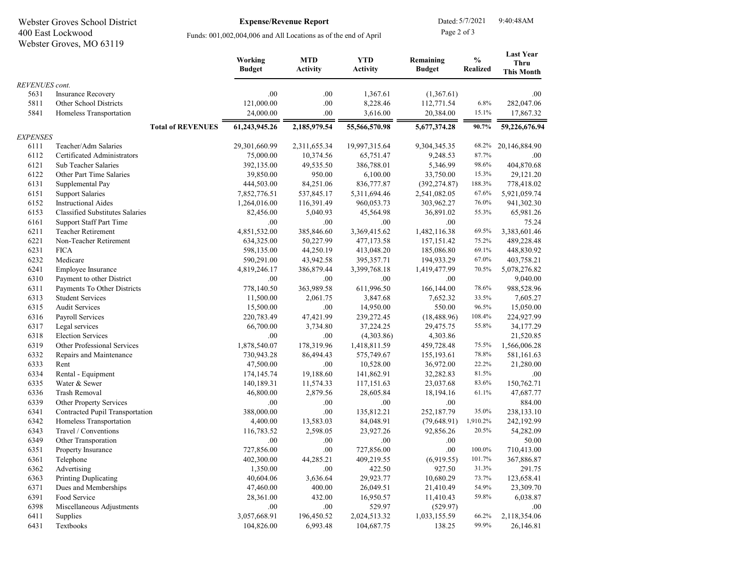Webster Groves School District
400 East Lockwood
Webster Groves, MO 63119

**Expense/Revenue Report**

Funds: 001,002,004,006 and All Locations as of the end of April

Dated: 5/7/2021 9:40:48AM

| | | Working Budget | MTD Activity | YTD Activity | Remaining Budget | % Realized | Last Year Thru This Month |
|---|---|---|---|---|---|---|---|
| *REVENUES cont.* | | | | | | | |
| 5631 | Insurance Recovery | .00 | .00 | 1,367.61 | (1,367.61) | | .00 |
| 5811 | Other School Districts | 121,000.00 | .00 | 8,228.46 | 112,771.54 | 6.8% | 282,047.06 |
| 5841 | Homeless Transportation | 24,000.00 | .00 | 3,616.00 | 20,384.00 | 15.1% | 17,867.32 |
| | **Total of REVENUES** | **61,243,945.26** | **2,185,979.54** | **55,566,570.98** | **5,677,374.28** | **90.7%** | **59,226,676.94** |
| *EXPENSES* | | | | | | | |
| 6111 | Teacher/Adm Salaries | 29,301,660.99 | 2,311,655.34 | 19,997,315.64 | 9,304,345.35 | 68.2% | 20,146,884.90 |
| 6112 | Certificated Administrators | 75,000.00 | 10,374.56 | 65,751.47 | 9,248.53 | 87.7% | .00 |
| 6121 | Sub Teacher Salaries | 392,135.00 | 49,535.50 | 386,788.01 | 5,346.99 | 98.6% | 404,870.68 |
| 6122 | Other Part Time Salaries | 39,850.00 | 950.00 | 6,100.00 | 33,750.00 | 15.3% | 29,121.20 |
| 6131 | Supplemental Pay | 444,503.00 | 84,251.06 | 836,777.87 | (392,274.87) | 188.3% | 778,418.02 |
| 6151 | Support Salaries | 7,852,776.51 | 537,845.17 | 5,311,694.46 | 2,541,082.05 | 67.6% | 5,921,059.74 |
| 6152 | Instructional Aides | 1,264,016.00 | 116,391.49 | 960,053.73 | 303,962.27 | 76.0% | 941,302.30 |
| 6153 | Classified Substitutes Salaries | 82,456.00 | 5,040.93 | 45,564.98 | 36,891.02 | 55.3% | 65,981.26 |
| 6161 | Support Staff Part Time | .00 | .00 | .00 | .00 | | 75.24 |
| 6211 | Teacher Retirement | 4,851,532.00 | 385,846.60 | 3,369,415.62 | 1,482,116.38 | 69.5% | 3,383,601.46 |
| 6221 | Non-Teacher Retirement | 634,325.00 | 50,227.99 | 477,173.58 | 157,151.42 | 75.2% | 489,228.48 |
| 6231 | FICA | 598,135.00 | 44,250.19 | 413,048.20 | 185,086.80 | 69.1% | 448,830.92 |
| 6232 | Medicare | 590,291.00 | 43,942.58 | 395,357.71 | 194,933.29 | 67.0% | 403,758.21 |
| 6241 | Employee Insurance | 4,819,246.17 | 386,879.44 | 3,399,768.18 | 1,419,477.99 | 70.5% | 5,078,276.82 |
| 6310 | Payment to other District | .00 | .00 | .00 | .00 | | 9,040.00 |
| 6311 | Payments To Other Districts | 778,140.50 | 363,989.58 | 611,996.50 | 166,144.00 | 78.6% | 988,528.96 |
| 6313 | Student Services | 11,500.00 | 2,061.75 | 3,847.68 | 7,652.32 | 33.5% | 7,605.27 |
| 6315 | Audit Services | 15,500.00 | .00 | 14,950.00 | 550.00 | 96.5% | 15,050.00 |
| 6316 | Payroll Services | 220,783.49 | 47,421.99 | 239,272.45 | (18,488.96) | 108.4% | 224,927.99 |
| 6317 | Legal services | 66,700.00 | 3,734.80 | 37,224.25 | 29,475.75 | 55.8% | 34,177.29 |
| 6318 | Election Services | .00 | .00 | (4,303.86) | 4,303.86 | | 21,520.85 |
| 6319 | Other Professional Services | 1,878,540.07 | 178,319.96 | 1,418,811.59 | 459,728.48 | 75.5% | 1,566,006.28 |
| 6332 | Repairs and Maintenance | 730,943.28 | 86,494.43 | 575,749.67 | 155,193.61 | 78.8% | 581,161.63 |
| 6333 | Rent | 47,500.00 | .00 | 10,528.00 | 36,972.00 | 22.2% | 21,280.00 |
| 6334 | Rental - Equipment | 174,145.74 | 19,188.60 | 141,862.91 | 32,282.83 | 81.5% | .00 |
| 6335 | Water & Sewer | 140,189.31 | 11,574.33 | 117,151.63 | 23,037.68 | 83.6% | 150,762.71 |
| 6336 | Trash Removal | 46,800.00 | 2,879.56 | 28,605.84 | 18,194.16 | 61.1% | 47,687.77 |
| 6339 | Other Property Services | .00 | .00 | .00 | .00 | | 884.00 |
| 6341 | Contracted Pupil Transportation | 388,000.00 | .00 | 135,812.21 | 252,187.79 | 35.0% | 238,133.10 |
| 6342 | Homeless Transportation | 4,400.00 | 13,583.03 | 84,048.91 | (79,648.91) | 1,910.2% | 242,192.99 |
| 6343 | Travel / Conventions | 116,783.52 | 2,598.05 | 23,927.26 | 92,856.26 | 20.5% | 54,282.09 |
| 6349 | Other Transporation | .00 | .00 | .00 | .00 | | 50.00 |
| 6351 | Property Insurance | 727,856.00 | .00 | 727,856.00 | .00 | 100.0% | 710,413.00 |
| 6361 | Telephone | 402,300.00 | 44,285.21 | 409,219.55 | (6,919.55) | 101.7% | 367,886.87 |
| 6362 | Advertising | 1,350.00 | .00 | 422.50 | 927.50 | 31.3% | 291.75 |
| 6363 | Printing Duplicating | 40,604.06 | 3,636.64 | 29,923.77 | 10,680.29 | 73.7% | 123,658.41 |
| 6371 | Dues and Memberships | 47,460.00 | 400.00 | 26,049.51 | 21,410.49 | 54.9% | 23,309.70 |
| 6391 | Food Service | 28,361.00 | 432.00 | 16,950.57 | 11,410.43 | 59.8% | 6,038.87 |
| 6398 | Miscellaneous Adjustments | .00 | .00 | 529.97 | (529.97) | | .00 |
| 6411 | Supplies | 3,057,668.91 | 196,450.52 | 2,024,513.32 | 1,033,155.59 | 66.2% | 2,118,354.06 |
| 6431 | Textbooks | 104,826.00 | 6,993.48 | 104,687.75 | 138.25 | 99.9% | 26,146.81 |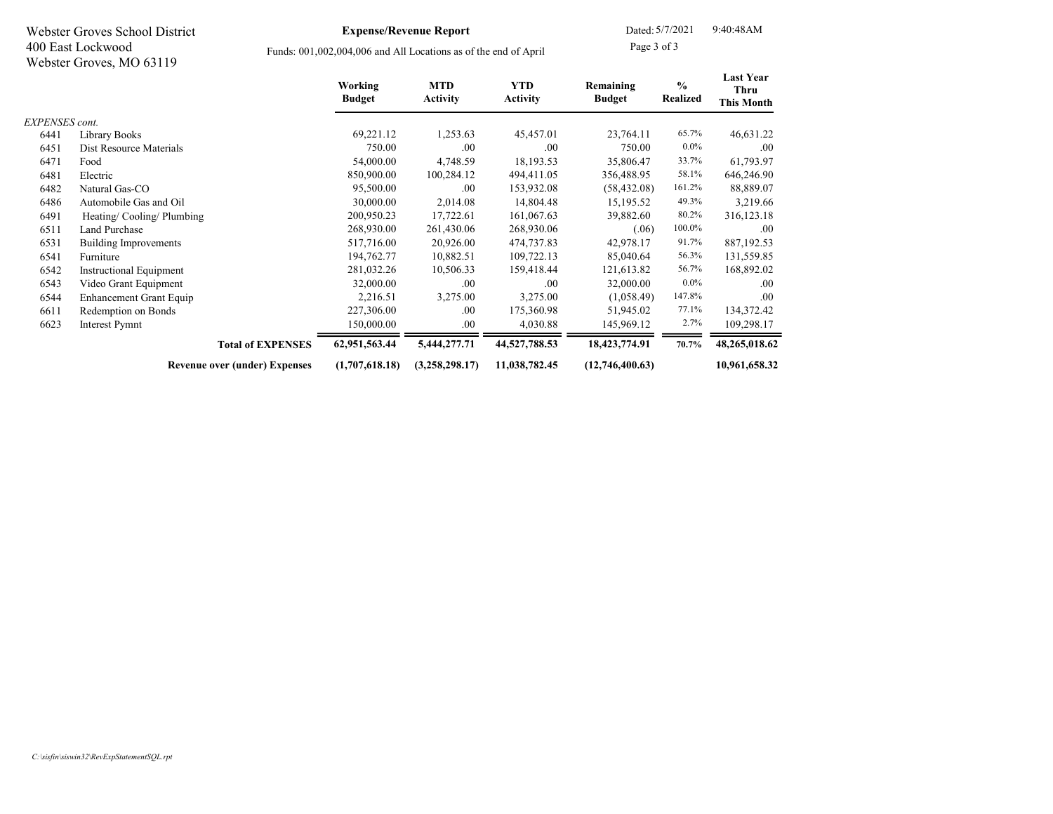Webster Groves School District
400 East Lockwood
Webster Groves, MO 63119

**Expense/Revenue Report**

Funds: 001,002,004,006 and All Locations as of the end of April

Dated: 5/7/2021 9:40:48AM

| | | Working Budget | MTD Activity | YTD Activity | Remaining Budget | % Realized | Last Year Thru This Month |
|---|---|---|---|---|---|---|---|
| *EXPENSES cont.* | | | | | | | |
| 6441 | Library Books | 69,221.12 | 1,253.63 | 45,457.01 | 23,764.11 | 65.7% | 46,631.22 |
| 6451 | Dist Resource Materials | 750.00 | .00 | .00 | 750.00 | 0.0% | .00 |
| 6471 | Food | 54,000.00 | 4,748.59 | 18,193.53 | 35,806.47 | 33.7% | 61,793.97 |
| 6481 | Electric | 850,900.00 | 100,284.12 | 494,411.05 | 356,488.95 | 58.1% | 646,246.90 |
| 6482 | Natural Gas-CO | 95,500.00 | .00 | 153,932.08 | (58,432.08) | 161.2% | 88,889.07 |
| 6486 | Automobile Gas and Oil | 30,000.00 | 2,014.08 | 14,804.48 | 15,195.52 | 49.3% | 3,219.66 |
| 6491 | Heating/ Cooling/ Plumbing | 200,950.23 | 17,722.61 | 161,067.63 | 39,882.60 | 80.2% | 316,123.18 |
| 6511 | Land Purchase | 268,930.00 | 261,430.06 | 268,930.06 | (.06) | 100.0% | .00 |
| 6531 | Building Improvements | 517,716.00 | 20,926.00 | 474,737.83 | 42,978.17 | 91.7% | 887,192.53 |
| 6541 | Furniture | 194,762.77 | 10,882.51 | 109,722.13 | 85,040.64 | 56.3% | 131,559.85 |
| 6542 | Instructional Equipment | 281,032.26 | 10,506.33 | 159,418.44 | 121,613.82 | 56.7% | 168,892.02 |
| 6543 | Video Grant Equipment | 32,000.00 | .00 | .00 | 32,000.00 | 0.0% | .00 |
| 6544 | Enhancement Grant Equip | 2,216.51 | 3,275.00 | 3,275.00 | (1,058.49) | 147.8% | .00 |
| 6611 | Redemption on Bonds | 227,306.00 | .00 | 175,360.98 | 51,945.02 | 77.1% | 134,372.42 |
| 6623 | Interest Pymnt | 150,000.00 | .00 | 4,030.88 | 145,969.12 | 2.7% | 109,298.17 |
| | **Total of EXPENSES** | **62,951,563.44** | **5,444,277.71** | **44,527,788.53** | **18,423,774.91** | **70.7%** | **48,265,018.62** |
| | **Revenue over (under) Expenses** | **(1,707,618.18)** | **(3,258,298.17)** | **11,038,782.45** | **(12,746,400.63)** | | **10,961,658.32** |

*C:\sisfin\siswin32\RevExpStatementSQL.rpt*